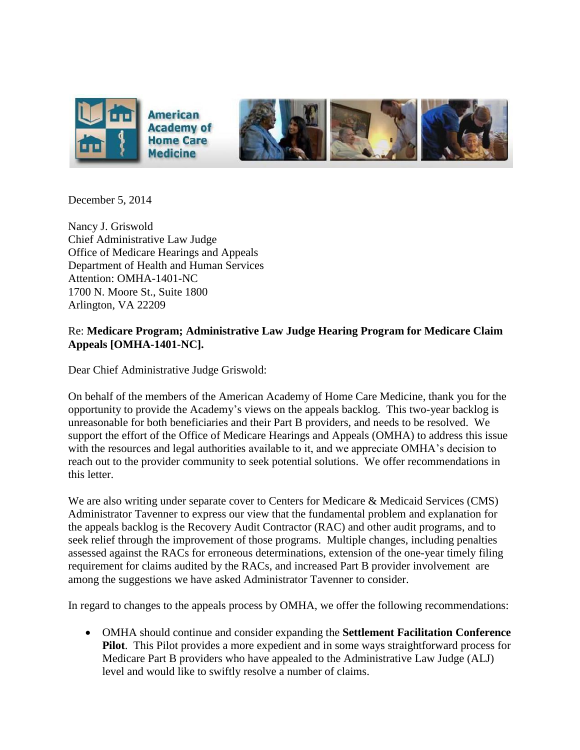American Academy of Home Care Medicine

December 5, 2014

Nancy J. Griswold
Chief Administrative Law Judge
Office of Medicare Hearings and Appeals
Department of Health and Human Services
Attention: OMHA-1401-NC
1700 N. Moore St., Suite 1800
Arlington, VA 22209

Re: **Medicare Program; Administrative Law Judge Hearing Program for Medicare Claim Appeals [OMHA-1401-NC].**

Dear Chief Administrative Judge Griswold:

On behalf of the members of the American Academy of Home Care Medicine, thank you for the opportunity to provide the Academy's views on the appeals backlog. This two-year backlog is unreasonable for both beneficiaries and their Part B providers, and needs to be resolved. We support the effort of the Office of Medicare Hearings and Appeals (OMHA) to address this issue with the resources and legal authorities available to it, and we appreciate OMHA's decision to reach out to the provider community to seek potential solutions. We offer recommendations in this letter.

We are also writing under separate cover to Centers for Medicare & Medicaid Services (CMS) Administrator Tavenner to express our view that the fundamental problem and explanation for the appeals backlog is the Recovery Audit Contractor (RAC) and other audit programs, and to seek relief through the improvement of those programs. Multiple changes, including penalties assessed against the RACs for erroneous determinations, extension of the one-year timely filing requirement for claims audited by the RACs, and increased Part B provider involvement are among the suggestions we have asked Administrator Tavenner to consider.

In regard to changes to the appeals process by OMHA, we offer the following recommendations:

- OMHA should continue and consider expanding the **Settlement Facilitation Conference Pilot**. This Pilot provides a more expedient and in some ways straightforward process for Medicare Part B providers who have appealed to the Administrative Law Judge (ALJ) level and would like to swiftly resolve a number of claims.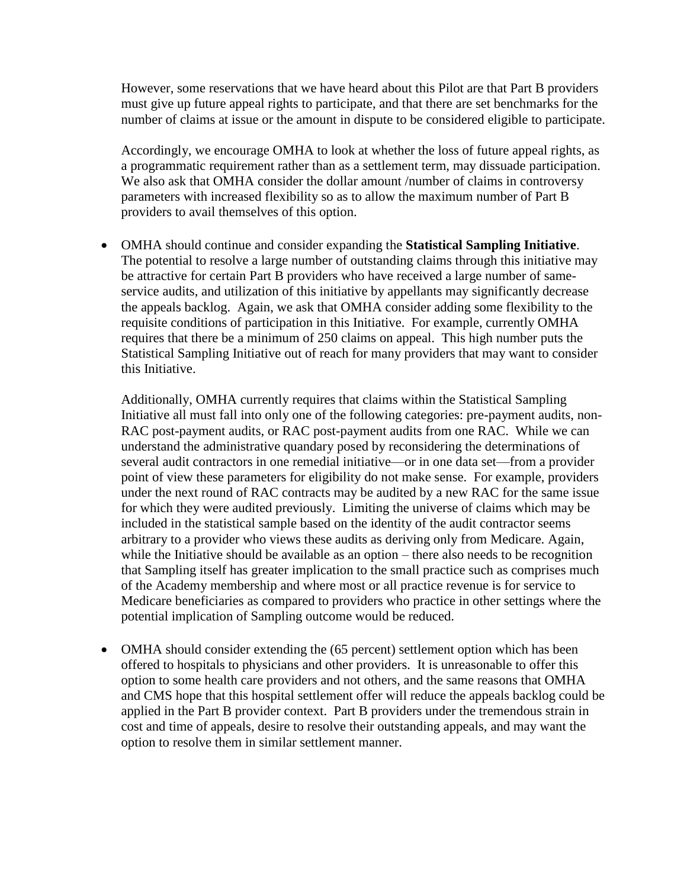However, some reservations that we have heard about this Pilot are that Part B providers must give up future appeal rights to participate, and that there are set benchmarks for the number of claims at issue or the amount in dispute to be considered eligible to participate.

Accordingly, we encourage OMHA to look at whether the loss of future appeal rights, as a programmatic requirement rather than as a settlement term, may dissuade participation. We also ask that OMHA consider the dollar amount /number of claims in controversy parameters with increased flexibility so as to allow the maximum number of Part B providers to avail themselves of this option.

- OMHA should continue and consider expanding the **Statistical Sampling Initiative**. The potential to resolve a large number of outstanding claims through this initiative may be attractive for certain Part B providers who have received a large number of same-service audits, and utilization of this initiative by appellants may significantly decrease the appeals backlog. Again, we ask that OMHA consider adding some flexibility to the requisite conditions of participation in this Initiative. For example, currently OMHA requires that there be a minimum of 250 claims on appeal. This high number puts the Statistical Sampling Initiative out of reach for many providers that may want to consider this Initiative.

  Additionally, OMHA currently requires that claims within the Statistical Sampling Initiative all must fall into only one of the following categories: pre-payment audits, non-RAC post-payment audits, or RAC post-payment audits from one RAC. While we can understand the administrative quandary posed by reconsidering the determinations of several audit contractors in one remedial initiative—or in one data set—from a provider point of view these parameters for eligibility do not make sense. For example, providers under the next round of RAC contracts may be audited by a new RAC for the same issue for which they were audited previously. Limiting the universe of claims which may be included in the statistical sample based on the identity of the audit contractor seems arbitrary to a provider who views these audits as deriving only from Medicare. Again, while the Initiative should be available as an option – there also needs to be recognition that Sampling itself has greater implication to the small practice such as comprises much of the Academy membership and where most or all practice revenue is for service to Medicare beneficiaries as compared to providers who practice in other settings where the potential implication of Sampling outcome would be reduced.

- OMHA should consider extending the (65 percent) settlement option which has been offered to hospitals to physicians and other providers. It is unreasonable to offer this option to some health care providers and not others, and the same reasons that OMHA and CMS hope that this hospital settlement offer will reduce the appeals backlog could be applied in the Part B provider context. Part B providers under the tremendous strain in cost and time of appeals, desire to resolve their outstanding appeals, and may want the option to resolve them in similar settlement manner.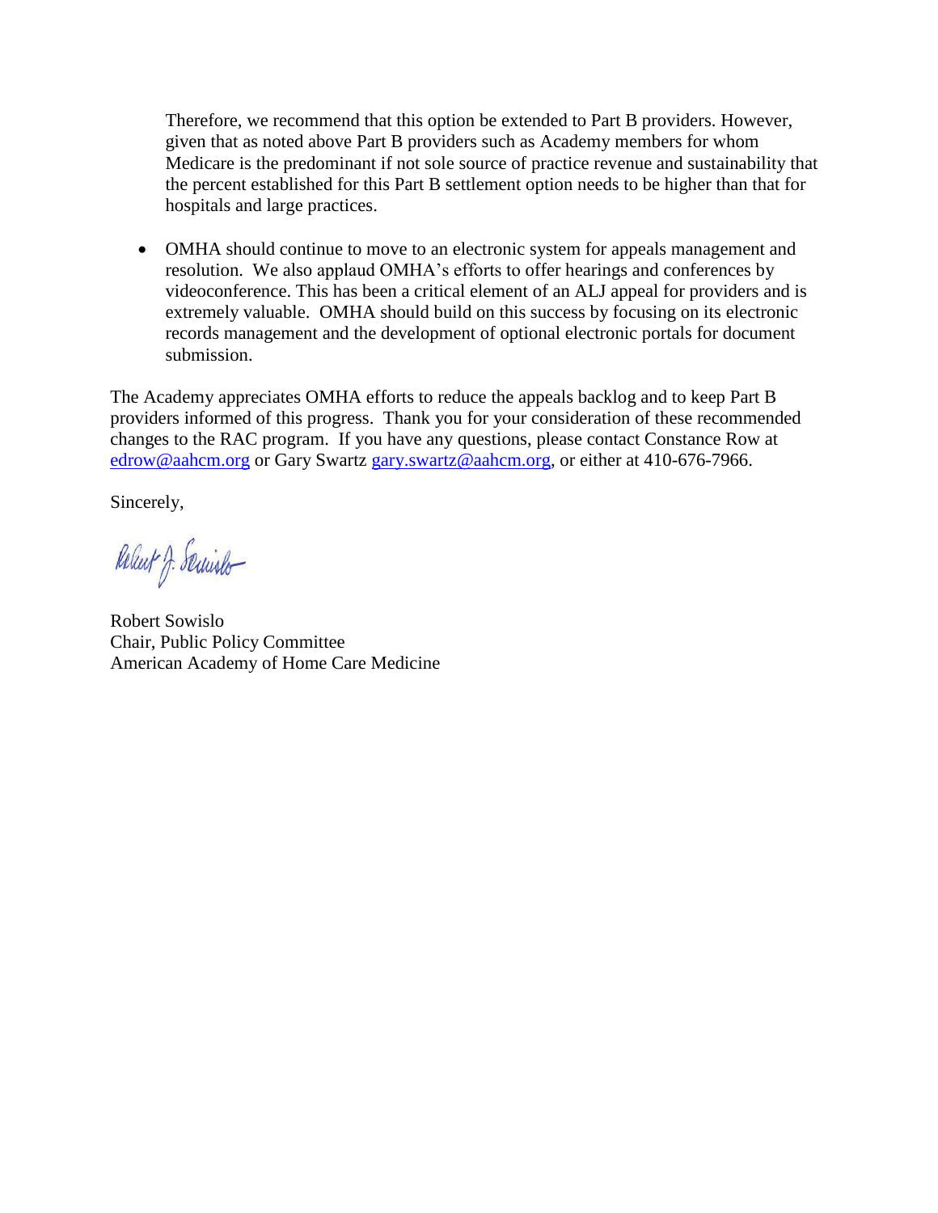Therefore, we recommend that this option be extended to Part B providers. However, given that as noted above Part B providers such as Academy members for whom Medicare is the predominant if not sole source of practice revenue and sustainability that the percent established for this Part B settlement option needs to be higher than that for hospitals and large practices.

- OMHA should continue to move to an electronic system for appeals management and resolution. We also applaud OMHA's efforts to offer hearings and conferences by videoconference. This has been a critical element of an ALJ appeal for providers and is extremely valuable. OMHA should build on this success by focusing on its electronic records management and the development of optional electronic portals for document submission.

The Academy appreciates OMHA efforts to reduce the appeals backlog and to keep Part B providers informed of this progress. Thank you for your consideration of these recommended changes to the RAC program. If you have any questions, please contact Constance Row at edrow@aahcm.org or Gary Swartz gary.swartz@aahcm.org, or either at 410-676-7966.

Sincerely,

Robert J. Sowislo

Robert Sowislo
Chair, Public Policy Committee
American Academy of Home Care Medicine